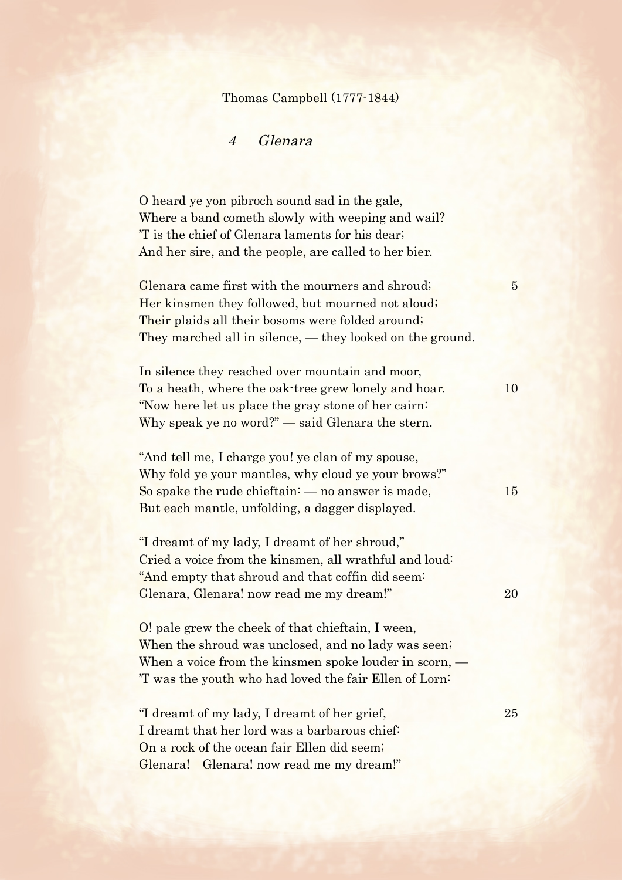Thomas Campbell (1777-1844)

## *4 Glenara*

O heard ye yon pibroch sound sad in the gale,  
Where a band cometh slowly with weeping and wail?  
'T is the chief of Glenara laments for his dear;  
And her sire, and the people, are called to her bier.

Glenara came first with the mourners and shroud; 5  
Her kinsmen they followed, but mourned not aloud;  
Their plaids all their bosoms were folded around;  
They marched all in silence, — they looked on the ground.

In silence they reached over mountain and moor,  
To a heath, where the oak-tree grew lonely and hoar. 10  
"Now here let us place the gray stone of her cairn:  
Why speak ye no word?" — said Glenara the stern.

"And tell me, I charge you! ye clan of my spouse,  
Why fold ye your mantles, why cloud ye your brows?"  
So spake the rude chieftain: — no answer is made, 15  
But each mantle, unfolding, a dagger displayed.

"I dreamt of my lady, I dreamt of her shroud,"  
Cried a voice from the kinsmen, all wrathful and loud:  
"And empty that shroud and that coffin did seem:  
Glenara, Glenara! now read me my dream!" 20

O! pale grew the cheek of that chieftain, I ween,  
When the shroud was unclosed, and no lady was seen;  
When a voice from the kinsmen spoke louder in scorn, —  
'T was the youth who had loved the fair Ellen of Lorn:

"I dreamt of my lady, I dreamt of her grief, 25  
I dreamt that her lord was a barbarous chief:  
On a rock of the ocean fair Ellen did seem;  
Glenara! Glenara! now read me my dream!"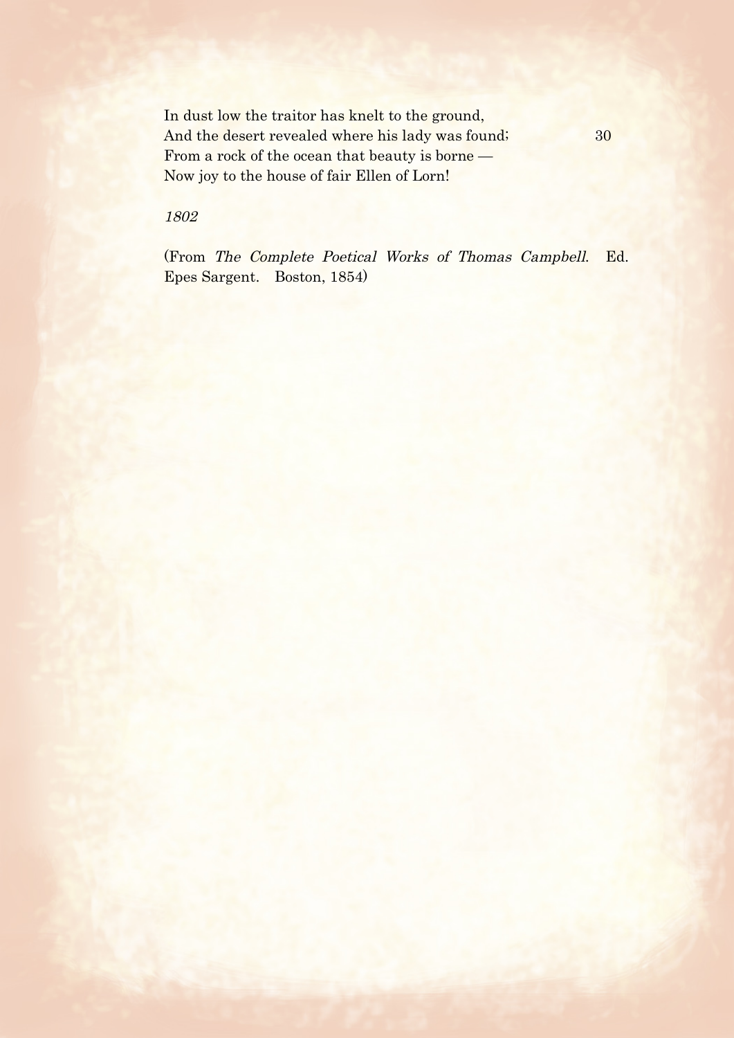In dust low the traitor has knelt to the ground,  
And the desert revealed where his lady was found; 30  
From a rock of the ocean that beauty is borne —  
Now joy to the house of fair Ellen of Lorn!

*1802*

(From *The Complete Poetical Works of Thomas Campbell*. Ed. Epes Sargent. Boston, 1854)